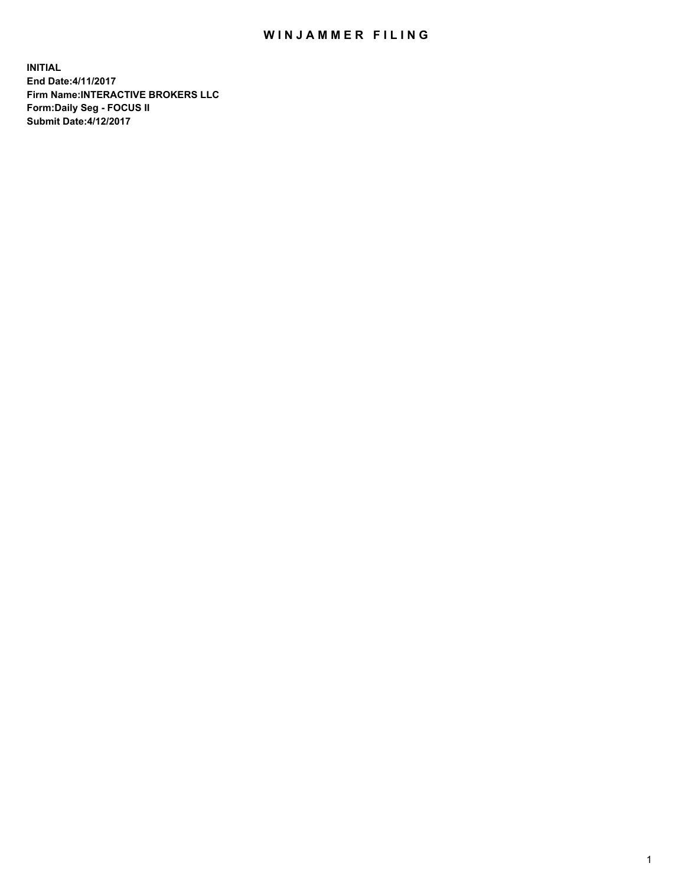# WINJAMMER FILING

**INITIAL**
**End Date:4/11/2017**
**Firm Name:INTERACTIVE BROKERS LLC**
**Form:Daily Seg - FOCUS II**
**Submit Date:4/12/2017**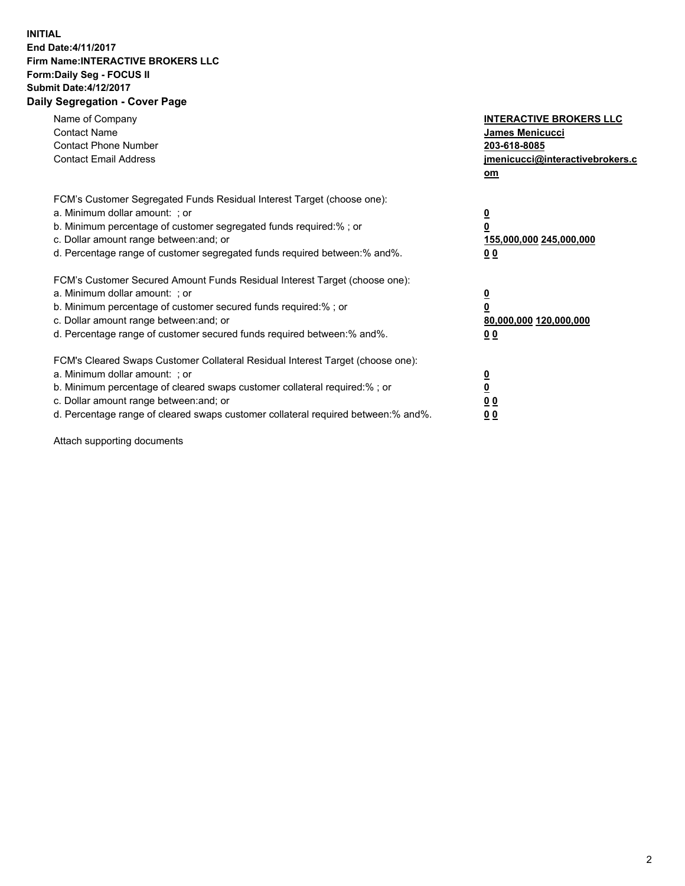**INITIAL**
**End Date:4/11/2017**
**Firm Name:INTERACTIVE BROKERS LLC**
**Form:Daily Seg - FOCUS II**
**Submit Date:4/12/2017**
**Daily Segregation - Cover Page**

| | |
|---|---|
| Name of Company | **INTERACTIVE BROKERS LLC** |
| Contact Name | **James Menicucci** |
| Contact Phone Number | **203-618-8085** |
| Contact Email Address | **jmenicucci@interactivebrokers.com** |

FCM's Customer Segregated Funds Residual Interest Target (choose one):

| | |
|---|---|
| a. Minimum dollar amount: ; or | **0** |
| b. Minimum percentage of customer segregated funds required:% ; or | **0** |
| c. Dollar amount range between:and; or | **155,000,000 245,000,000** |
| d. Percentage range of customer segregated funds required between:% and%. | **0 0** |

FCM's Customer Secured Amount Funds Residual Interest Target (choose one):

| | |
|---|---|
| a. Minimum dollar amount: ; or | **0** |
| b. Minimum percentage of customer secured funds required:% ; or | **0** |
| c. Dollar amount range between:and; or | **80,000,000 120,000,000** |
| d. Percentage range of customer secured funds required between:% and%. | **0 0** |

FCM's Cleared Swaps Customer Collateral Residual Interest Target (choose one):

| | |
|---|---|
| a. Minimum dollar amount: ; or | **0** |
| b. Minimum percentage of cleared swaps customer collateral required:% ; or | **0** |
| c. Dollar amount range between:and; or | **0 0** |
| d. Percentage range of cleared swaps customer collateral required between:% and%. | **0 0** |

Attach supporting documents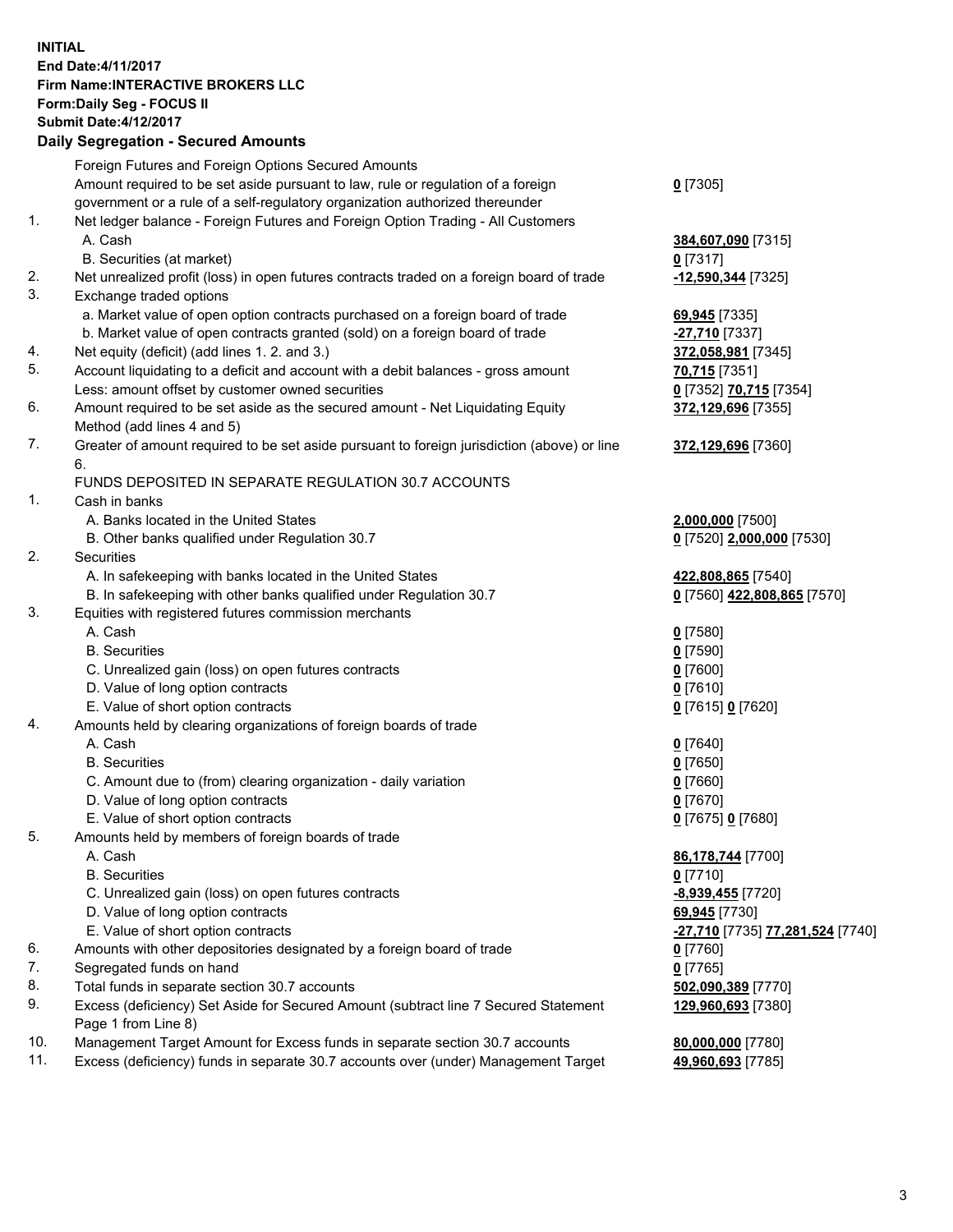**INITIAL**
**End Date:4/11/2017**
**Firm Name:INTERACTIVE BROKERS LLC**
**Form:Daily Seg - FOCUS II**
**Submit Date:4/12/2017**

## Daily Segregation - Secured Amounts

| | | |
|---|---|---|
| | Foreign Futures and Foreign Options Secured Amounts | |
| | Amount required to be set aside pursuant to law, rule or regulation of a foreign government or a rule of a self-regulatory organization authorized thereunder | **0** [7305] |
| 1. | Net ledger balance - Foreign Futures and Foreign Option Trading - All Customers | |
| | A. Cash | **384,607,090** [7315] |
| | B. Securities (at market) | **0** [7317] |
| 2. | Net unrealized profit (loss) in open futures contracts traded on a foreign board of trade | **-12,590,344** [7325] |
| 3. | Exchange traded options | |
| | a. Market value of open option contracts purchased on a foreign board of trade | **69,945** [7335] |
| | b. Market value of open contracts granted (sold) on a foreign board of trade | **-27,710** [7337] |
| 4. | Net equity (deficit) (add lines 1. 2. and 3.) | **372,058,981** [7345] |
| 5. | Account liquidating to a deficit and account with a debit balances - gross amount | **70,715** [7351] |
| | Less: amount offset by customer owned securities | **0** [7352] **70,715** [7354] |
| 6. | Amount required to be set aside as the secured amount - Net Liquidating Equity Method (add lines 4 and 5) | **372,129,696** [7355] |
| 7. | Greater of amount required to be set aside pursuant to foreign jurisdiction (above) or line 6. | **372,129,696** [7360] |
| | FUNDS DEPOSITED IN SEPARATE REGULATION 30.7 ACCOUNTS | |
| 1. | Cash in banks | |
| | A. Banks located in the United States | **2,000,000** [7500] |
| | B. Other banks qualified under Regulation 30.7 | **0** [7520] **2,000,000** [7530] |
| 2. | Securities | |
| | A. In safekeeping with banks located in the United States | **422,808,865** [7540] |
| | B. In safekeeping with other banks qualified under Regulation 30.7 | **0** [7560] **422,808,865** [7570] |
| 3. | Equities with registered futures commission merchants | |
| | A. Cash | **0** [7580] |
| | B. Securities | **0** [7590] |
| | C. Unrealized gain (loss) on open futures contracts | **0** [7600] |
| | D. Value of long option contracts | **0** [7610] |
| | E. Value of short option contracts | **0** [7615] **0** [7620] |
| 4. | Amounts held by clearing organizations of foreign boards of trade | |
| | A. Cash | **0** [7640] |
| | B. Securities | **0** [7650] |
| | C. Amount due to (from) clearing organization - daily variation | **0** [7660] |
| | D. Value of long option contracts | **0** [7670] |
| | E. Value of short option contracts | **0** [7675] **0** [7680] |
| 5. | Amounts held by members of foreign boards of trade | |
| | A. Cash | **86,178,744** [7700] |
| | B. Securities | **0** [7710] |
| | C. Unrealized gain (loss) on open futures contracts | **-8,939,455** [7720] |
| | D. Value of long option contracts | **69,945** [7730] |
| | E. Value of short option contracts | **-27,710** [7735] **77,281,524** [7740] |
| 6. | Amounts with other depositories designated by a foreign board of trade | **0** [7760] |
| 7. | Segregated funds on hand | **0** [7765] |
| 8. | Total funds in separate section 30.7 accounts | **502,090,389** [7770] |
| 9. | Excess (deficiency) Set Aside for Secured Amount (subtract line 7 Secured Statement Page 1 from Line 8) | **129,960,693** [7380] |
| 10. | Management Target Amount for Excess funds in separate section 30.7 accounts | **80,000,000** [7780] |
| 11. | Excess (deficiency) funds in separate 30.7 accounts over (under) Management Target | **49,960,693** [7785] |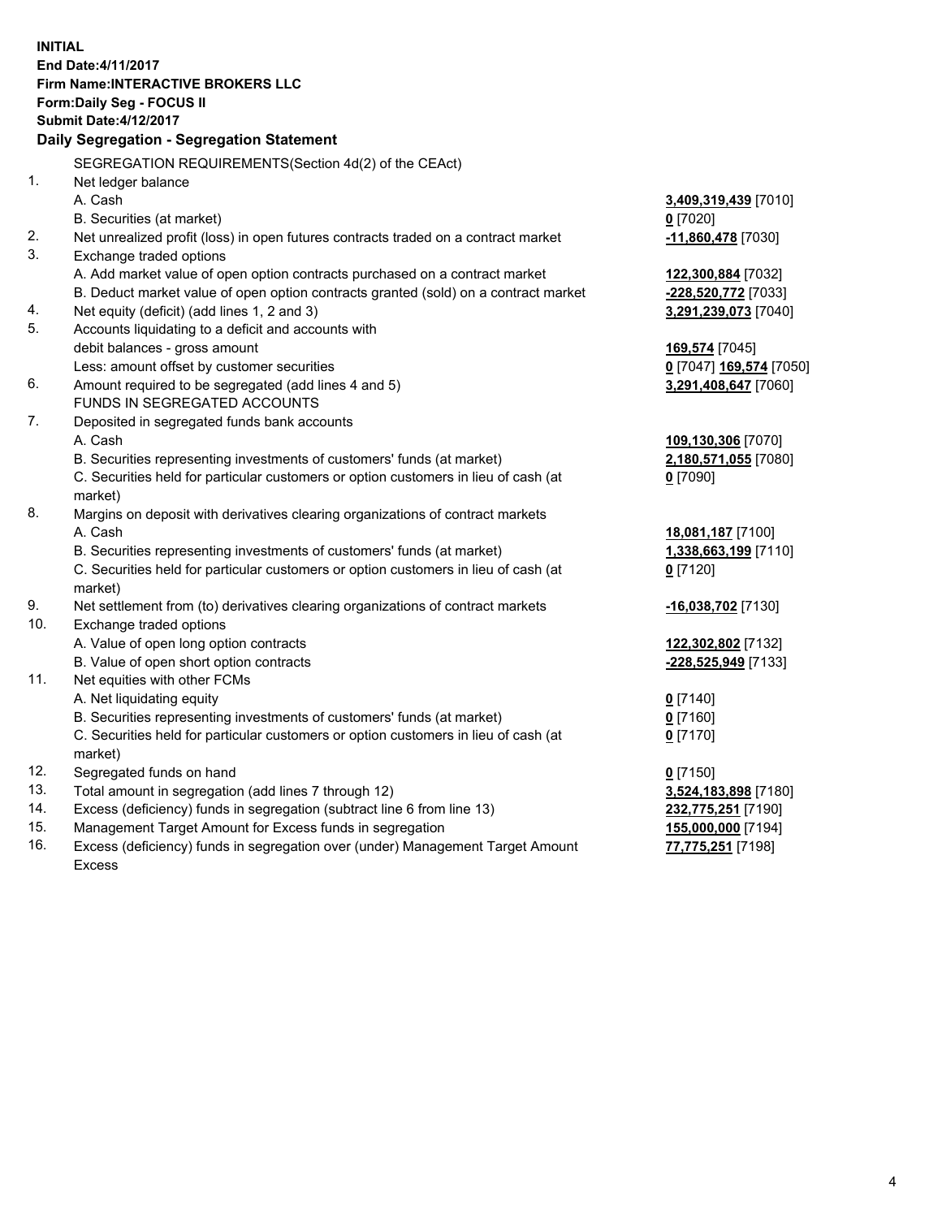**INITIAL**
**End Date:4/11/2017**
**Firm Name:INTERACTIVE BROKERS LLC**
**Form:Daily Seg - FOCUS II**
**Submit Date:4/12/2017**

**Daily Segregation - Segregation Statement**

SEGREGATION REQUIREMENTS(Section 4d(2) of the CEAct)

| | | |
|---|---|---|
| 1. | Net ledger balance | |
| | A. Cash | **3,409,319,439** [7010] |
| | B. Securities (at market) | **0** [7020] |
| 2. | Net unrealized profit (loss) in open futures contracts traded on a contract market | **-11,860,478** [7030] |
| 3. | Exchange traded options | |
| | A. Add market value of open option contracts purchased on a contract market | **122,300,884** [7032] |
| | B. Deduct market value of open option contracts granted (sold) on a contract market | **-228,520,772** [7033] |
| 4. | Net equity (deficit) (add lines 1, 2 and 3) | **3,291,239,073** [7040] |
| 5. | Accounts liquidating to a deficit and accounts with | |
| | debit balances - gross amount | **169,574** [7045] |
| | Less: amount offset by customer securities | **0** [7047] **169,574** [7050] |
| 6. | Amount required to be segregated (add lines 4 and 5) | **3,291,408,647** [7060] |
| | FUNDS IN SEGREGATED ACCOUNTS | |
| 7. | Deposited in segregated funds bank accounts | |
| | A. Cash | **109,130,306** [7070] |
| | B. Securities representing investments of customers' funds (at market) | **2,180,571,055** [7080] |
| | C. Securities held for particular customers or option customers in lieu of cash (at market) | **0** [7090] |
| 8. | Margins on deposit with derivatives clearing organizations of contract markets | |
| | A. Cash | **18,081,187** [7100] |
| | B. Securities representing investments of customers' funds (at market) | **1,338,663,199** [7110] |
| | C. Securities held for particular customers or option customers in lieu of cash (at market) | **0** [7120] |
| 9. | Net settlement from (to) derivatives clearing organizations of contract markets | **-16,038,702** [7130] |
| 10. | Exchange traded options | |
| | A. Value of open long option contracts | **122,302,802** [7132] |
| | B. Value of open short option contracts | **-228,525,949** [7133] |
| 11. | Net equities with other FCMs | |
| | A. Net liquidating equity | **0** [7140] |
| | B. Securities representing investments of customers' funds (at market) | **0** [7160] |
| | C. Securities held for particular customers or option customers in lieu of cash (at market) | **0** [7170] |
| 12. | Segregated funds on hand | **0** [7150] |
| 13. | Total amount in segregation (add lines 7 through 12) | **3,524,183,898** [7180] |
| 14. | Excess (deficiency) funds in segregation (subtract line 6 from line 13) | **232,775,251** [7190] |
| 15. | Management Target Amount for Excess funds in segregation | **155,000,000** [7194] |
| 16. | Excess (deficiency) funds in segregation over (under) Management Target Amount Excess | **77,775,251** [7198] |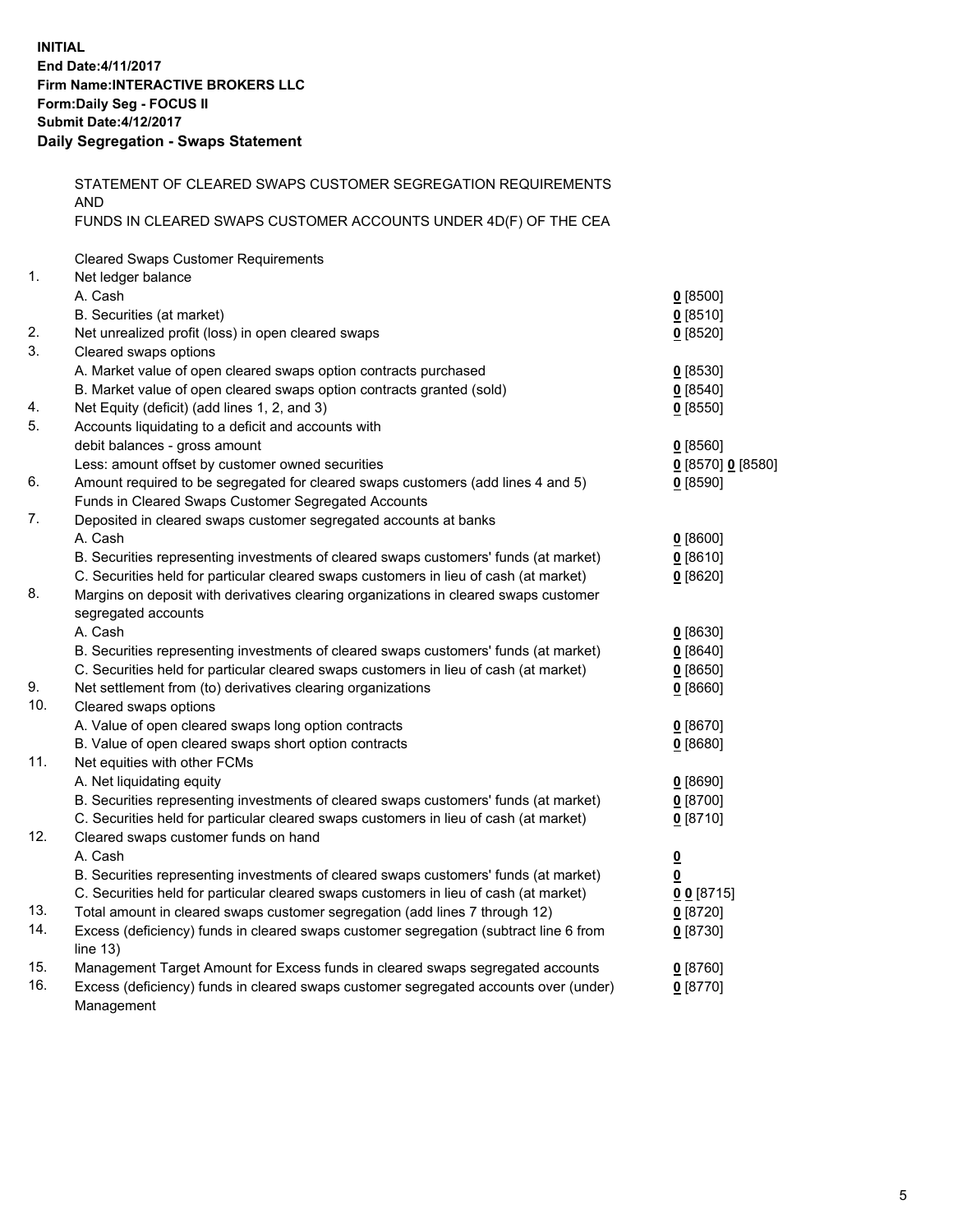**INITIAL**
**End Date:4/11/2017**
**Firm Name:INTERACTIVE BROKERS LLC**
**Form:Daily Seg - FOCUS II**
**Submit Date:4/12/2017**
**Daily Segregation - Swaps Statement**

STATEMENT OF CLEARED SWAPS CUSTOMER SEGREGATION REQUIREMENTS AND FUNDS IN CLEARED SWAPS CUSTOMER ACCOUNTS UNDER 4D(F) OF THE CEA

| | | |
|---|---|---|
| | Cleared Swaps Customer Requirements | |
| 1. | Net ledger balance | |
| | A. Cash | 0 [8500] |
| | B. Securities (at market) | 0 [8510] |
| 2. | Net unrealized profit (loss) in open cleared swaps | 0 [8520] |
| 3. | Cleared swaps options | |
| | A. Market value of open cleared swaps option contracts purchased | 0 [8530] |
| | B. Market value of open cleared swaps option contracts granted (sold) | 0 [8540] |
| 4. | Net Equity (deficit) (add lines 1, 2, and 3) | 0 [8550] |
| 5. | Accounts liquidating to a deficit and accounts with debit balances - gross amount | 0 [8560] |
| | Less: amount offset by customer owned securities | 0 [8570] 0 [8580] |
| 6. | Amount required to be segregated for cleared swaps customers (add lines 4 and 5) | 0 [8590] |
| | Funds in Cleared Swaps Customer Segregated Accounts | |
| 7. | Deposited in cleared swaps customer segregated accounts at banks | |
| | A. Cash | 0 [8600] |
| | B. Securities representing investments of cleared swaps customers' funds (at market) | 0 [8610] |
| | C. Securities held for particular cleared swaps customers in lieu of cash (at market) | 0 [8620] |
| 8. | Margins on deposit with derivatives clearing organizations in cleared swaps customer segregated accounts | |
| | A. Cash | 0 [8630] |
| | B. Securities representing investments of cleared swaps customers' funds (at market) | 0 [8640] |
| | C. Securities held for particular cleared swaps customers in lieu of cash (at market) | 0 [8650] |
| 9. | Net settlement from (to) derivatives clearing organizations | 0 [8660] |
| 10. | Cleared swaps options | |
| | A. Value of open cleared swaps long option contracts | 0 [8670] |
| | B. Value of open cleared swaps short option contracts | 0 [8680] |
| 11. | Net equities with other FCMs | |
| | A. Net liquidating equity | 0 [8690] |
| | B. Securities representing investments of cleared swaps customers' funds (at market) | 0 [8700] |
| | C. Securities held for particular cleared swaps customers in lieu of cash (at market) | 0 [8710] |
| 12. | Cleared swaps customer funds on hand | |
| | A. Cash | 0 |
| | B. Securities representing investments of cleared swaps customers' funds (at market) | 0 |
| | C. Securities held for particular cleared swaps customers in lieu of cash (at market) | 0 0 [8715] |
| 13. | Total amount in cleared swaps customer segregation (add lines 7 through 12) | 0 [8720] |
| 14. | Excess (deficiency) funds in cleared swaps customer segregation (subtract line 6 from line 13) | 0 [8730] |
| 15. | Management Target Amount for Excess funds in cleared swaps segregated accounts | 0 [8760] |
| 16. | Excess (deficiency) funds in cleared swaps customer segregated accounts over (under) Management | 0 [8770] |